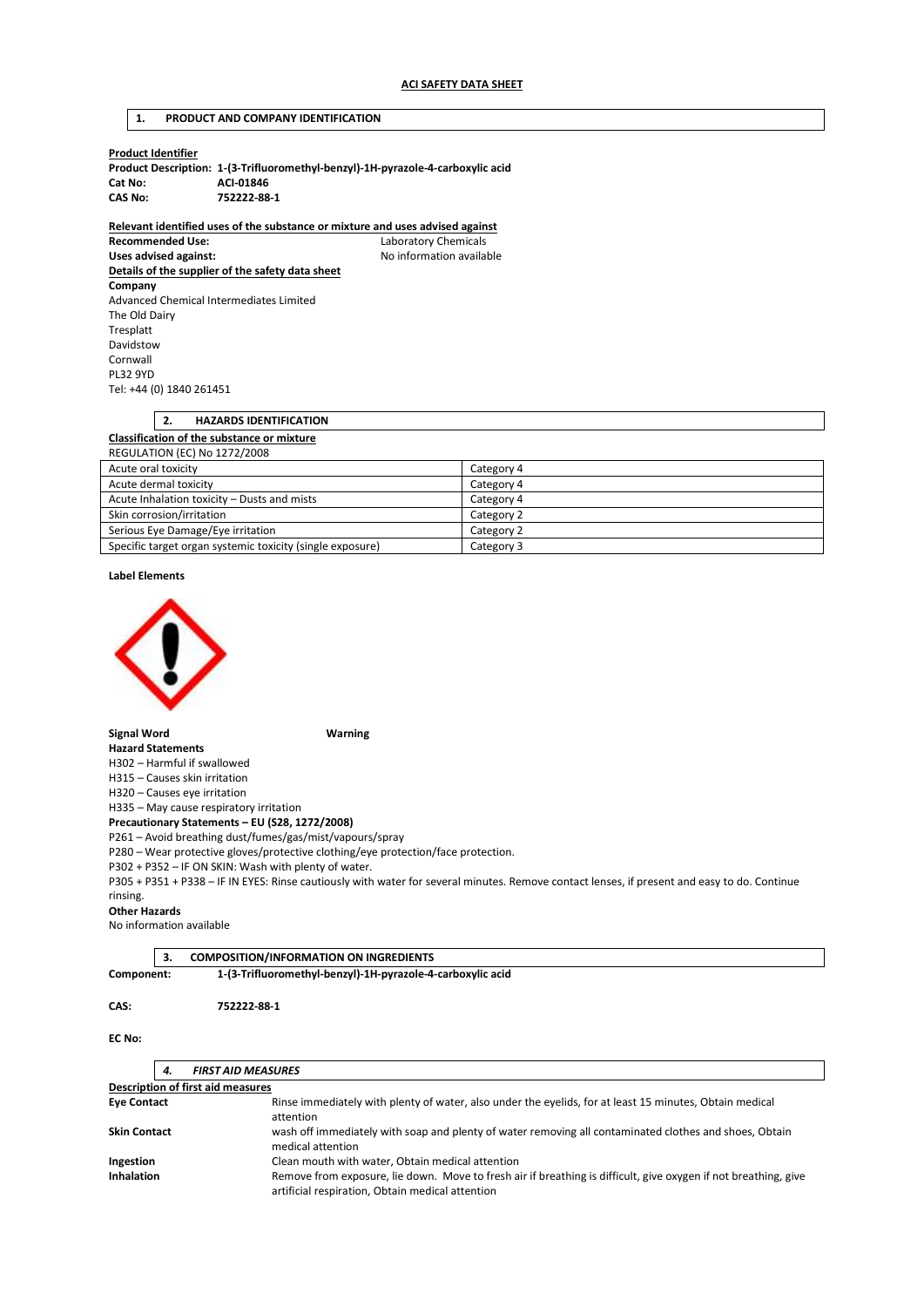# ACI SAFETY DATA SHEET

## 1. PRODUCT AND COMPANY IDENTIFICATION

**Product Identifier**

**Product Description:** **1-(3-Trifluoromethyl-benzyl)-1H-pyrazole-4-carboxylic acid**
**Cat No:** **ACI-01846**
**CAS No:** **752222-88-1**

**Relevant identified uses of the substance or mixture and uses advised against**

**Recommended Use:** Laboratory Chemicals
**Uses advised against:** No information available

**Details of the supplier of the safety data sheet**

**Company**
Advanced Chemical Intermediates Limited
The Old Dairy
Tresplatt
Davidstow
Cornwall
PL32 9YD
Tel: +44 (0) 1840 261451

## 2. HAZARDS IDENTIFICATION

**Classification of the substance or mixture**

REGULATION (EC) No 1272/2008

| | |
|---|---|
| Acute oral toxicity | Category 4 |
| Acute dermal toxicity | Category 4 |
| Acute Inhalation toxicity – Dusts and mists | Category 4 |
| Skin corrosion/irritation | Category 2 |
| Serious Eye Damage/Eye irritation | Category 2 |
| Specific target organ systemic toxicity (single exposure) | Category 3 |

**Label Elements**

**Signal Word** **Warning**

**Hazard Statements**

H302 – Harmful if swallowed
H315 – Causes skin irritation
H320 – Causes eye irritation
H335 – May cause respiratory irritation

**Precautionary Statements – EU (S28, 1272/2008)**

P261 – Avoid breathing dust/fumes/gas/mist/vapours/spray
P280 – Wear protective gloves/protective clothing/eye protection/face protection.
P302 + P352 – IF ON SKIN: Wash with plenty of water.
P305 + P351 + P338 – IF IN EYES: Rinse cautiously with water for several minutes. Remove contact lenses, if present and easy to do. Continue rinsing.

**Other Hazards**

No information available

## 3. COMPOSITION/INFORMATION ON INGREDIENTS

**Component:** **1-(3-Trifluoromethyl-benzyl)-1H-pyrazole-4-carboxylic acid**

**CAS:** **752222-88-1**

**EC No:**

## 4. *FIRST AID MEASURES*

**Description of first aid measures**

| | |
|---|---|
| **Eye Contact** | Rinse immediately with plenty of water, also under the eyelids, for at least 15 minutes, Obtain medical attention |
| **Skin Contact** | wash off immediately with soap and plenty of water removing all contaminated clothes and shoes, Obtain medical attention |
| **Ingestion** | Clean mouth with water, Obtain medical attention |
| **Inhalation** | Remove from exposure, lie down. Move to fresh air if breathing is difficult, give oxygen if not breathing, give artificial respiration, Obtain medical attention |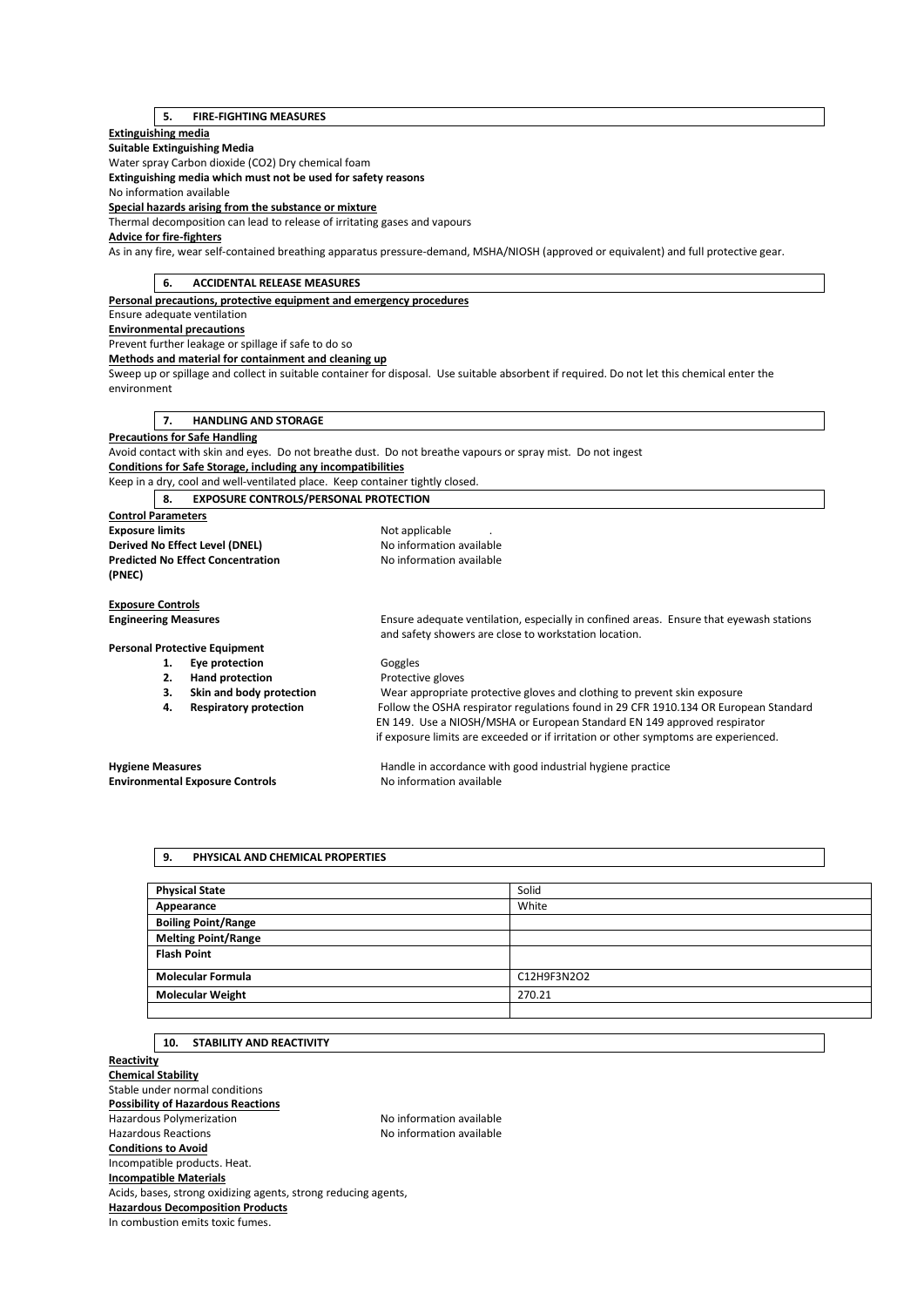## 5. FIRE-FIGHTING MEASURES

**Extinguishing media**

**Suitable Extinguishing Media**

Water spray Carbon dioxide ($CO_2$) Dry chemical foam

**Extinguishing media which must not be used for safety reasons**

No information available

**Special hazards arising from the substance or mixture**

Thermal decomposition can lead to release of irritating gases and vapours

**Advice for fire-fighters**

As in any fire, wear self-contained breathing apparatus pressure-demand, MSHA/NIOSH (approved or equivalent) and full protective gear.

## 6. ACCIDENTAL RELEASE MEASURES

**Personal precautions, protective equipment and emergency procedures**

Ensure adequate ventilation

**Environmental precautions**

Prevent further leakage or spillage if safe to do so

**Methods and material for containment and cleaning up**

Sweep up or spillage and collect in suitable container for disposal. Use suitable absorbent if required. Do not let this chemical enter the environment

## 7. HANDLING AND STORAGE

**Precautions for Safe Handling**

Avoid contact with skin and eyes. Do not breathe dust. Do not breathe vapours or spray mist. Do not ingest

**Conditions for Safe Storage, including any incompatibilities**

Keep in a dry, cool and well-ventilated place. Keep container tightly closed.

## 8. EXPOSURE CONTROLS/PERSONAL PROTECTION

**Control Parameters**

**Exposure limits** Not applicable .

**Derived No Effect Level (DNEL)** No information available

**Predicted No Effect Concentration (PNEC)** No information available

**Exposure Controls**

**Engineering Measures** Ensure adequate ventilation, especially in confined areas. Ensure that eyewash stations and safety showers are close to workstation location.

**Personal Protective Equipment**

1. **Eye protection** Goggles
2. **Hand protection** Protective gloves
3. **Skin and body protection** Wear appropriate protective gloves and clothing to prevent skin exposure
4. **Respiratory protection** Follow the OSHA respirator regulations found in 29 CFR 1910.134 OR European Standard EN 149. Use a NIOSH/MSHA or European Standard EN 149 approved respirator if exposure limits are exceeded or if irritation or other symptoms are experienced.

**Hygiene Measures** Handle in accordance with good industrial hygiene practice

**Environmental Exposure Controls** No information available

## 9. PHYSICAL AND CHEMICAL PROPERTIES

| | |
|---|---|
| **Physical State** | Solid |
| **Appearance** | White |
| **Boiling Point/Range** | |
| **Melting Point/Range** | |
| **Flash Point** | |
| **Molecular Formula** | $C_{12}H_9F_3N_2O_2$ |
| **Molecular Weight** | 270.21 |
| | |

## 10. STABILITY AND REACTIVITY

**Reactivity**

**Chemical Stability**

Stable under normal conditions

**Possibility of Hazardous Reactions**

Hazardous Polymerization No information available

Hazardous Reactions No information available

**Conditions to Avoid**

Incompatible products. Heat.

**Incompatible Materials**

Acids, bases, strong oxidizing agents, strong reducing agents,

**Hazardous Decomposition Products**

In combustion emits toxic fumes.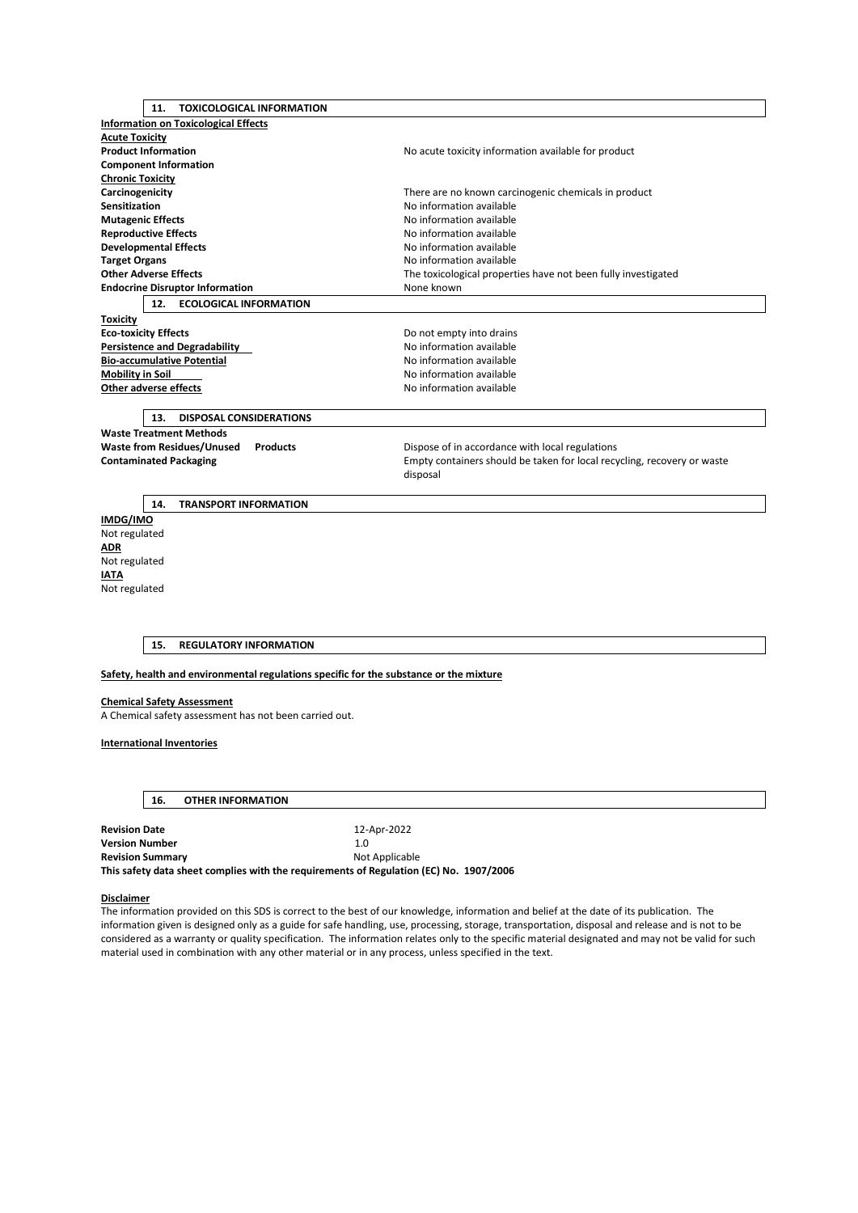## 11. TOXICOLOGICAL INFORMATION

**Information on Toxicological Effects**

**Acute Toxicity**

| | |
|---|---|
| **Product Information** | No acute toxicity information available for product |
| **Component Information** | |

**Chronic Toxicity**

| | |
|---|---|
| **Carcinogenicity** | There are no known carcinogenic chemicals in product |
| **Sensitization** | No information available |
| **Mutagenic Effects** | No information available |
| **Reproductive Effects** | No information available |
| **Developmental Effects** | No information available |
| **Target Organs** | No information available |
| **Other Adverse Effects** | The toxicological properties have not been fully investigated |
| **Endocrine Disruptor Information** | None known |

## 12. ECOLOGICAL INFORMATION

**Toxicity**

| | |
|---|---|
| **Eco-toxicity Effects** | Do not empty into drains |
| **Persistence and Degradability** | No information available |
| **Bio-accumulative Potential** | No information available |
| **Mobility in Soil** | No information available |
| **Other adverse effects** | No information available |

## 13. DISPOSAL CONSIDERATIONS

**Waste Treatment Methods**

| | |
|---|---|
| **Waste from Residues/Unused Products** | Dispose of in accordance with local regulations |
| **Contaminated Packaging** | Empty containers should be taken for local recycling, recovery or waste disposal |

## 14. TRANSPORT INFORMATION

**IMDG/IMO**

Not regulated

**ADR**

Not regulated

**IATA**

Not regulated

## 15. REGULATORY INFORMATION

**Safety, health and environmental regulations specific for the substance or the mixture**

**Chemical Safety Assessment**

A Chemical safety assessment has not been carried out.

**International Inventories**

## 16. OTHER INFORMATION

| | |
|---|---|
| **Revision Date** | 12-Apr-2022 |
| **Version Number** | 1.0 |
| **Revision Summary** | Not Applicable |

**This safety data sheet complies with the requirements of Regulation (EC) No. 1907/2006**

**Disclaimer**

The information provided on this SDS is correct to the best of our knowledge, information and belief at the date of its publication. The information given is designed only as a guide for safe handling, use, processing, storage, transportation, disposal and release and is not to be considered as a warranty or quality specification. The information relates only to the specific material designated and may not be valid for such material used in combination with any other material or in any process, unless specified in the text.